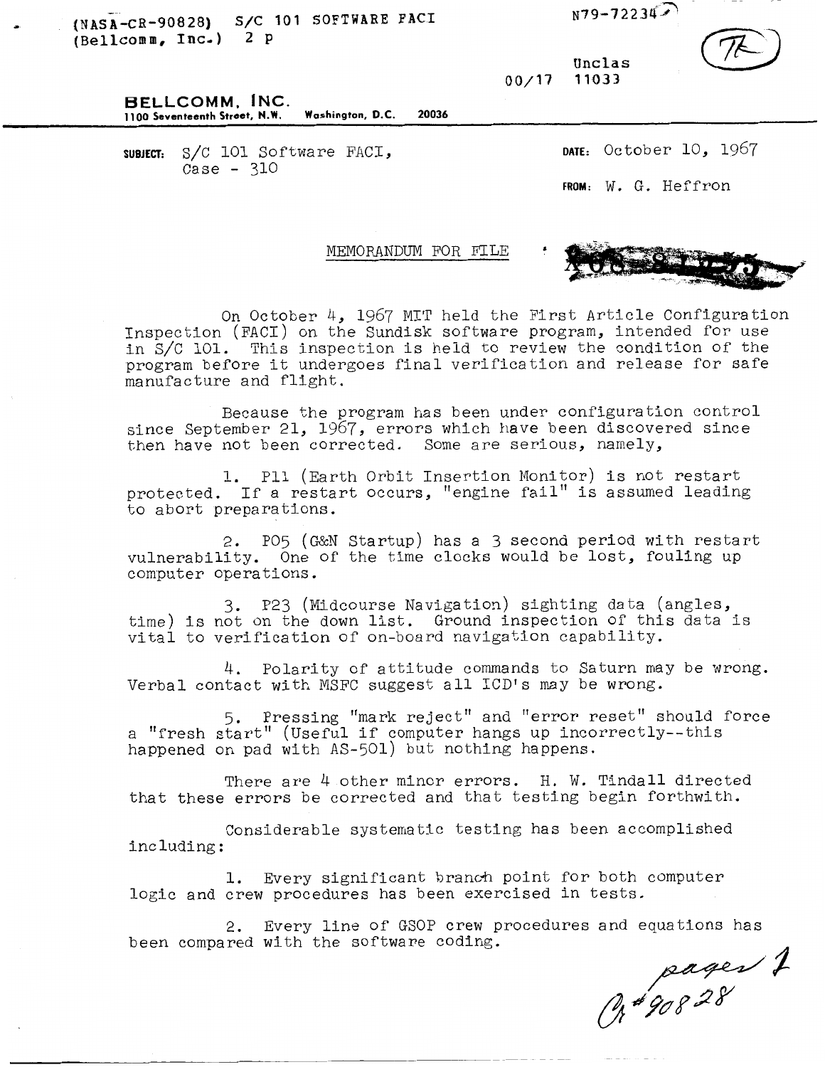(NASA-CR-90828) S/C 101 SOFTWARE FACI (Bellcomm, Inc.) 2 p

N79-72234

Unclas
00/17 11033

**BELLCOMM, INC.**
1100 Seventeenth Street, N.W. Washington, D.C. 20036

SUBJECT: S/C 101 Software FACI, Case - 310

DATE: October 10, 1967

FROM: W. G. Heffron

MEMORANDUM FOR FILE

On October 4, 1967 MIT held the First Article Configuration Inspection (FACI) on the Sundisk software program, intended for use in S/C 101. This inspection is held to review the condition of the program before it undergoes final verification and release for safe manufacture and flight.

Because the program has been under configuration control since September 21, 1967, errors which have been discovered since then have not been corrected. Some are serious, namely,

1. P11 (Earth Orbit Insertion Monitor) is not restart protected. If a restart occurs, "engine fail" is assumed leading to abort preparations.

2. P05 (G&N Startup) has a 3 second period with restart vulnerability. One of the time clocks would be lost, fouling up computer operations.

3. P23 (Midcourse Navigation) sighting data (angles, time) is not on the down list. Ground inspection of this data is vital to verification of on-board navigation capability.

4. Polarity of attitude commands to Saturn may be wrong. Verbal contact with MSFC suggest all ICD's may be wrong.

5. Pressing "mark reject" and "error reset" should force a "fresh start" (Useful if computer hangs up incorrectly--this happened on pad with AS-501) but nothing happens.

There are 4 other minor errors. H. W. Tindall directed that these errors be corrected and that testing begin forthwith.

Considerable systematic testing has been accomplished including:

1. Every significant branch point for both computer logic and crew procedures has been exercised in tests.

2. Every line of GSOP crew procedures and equations has been compared with the software coding.

page 1
Cr#90828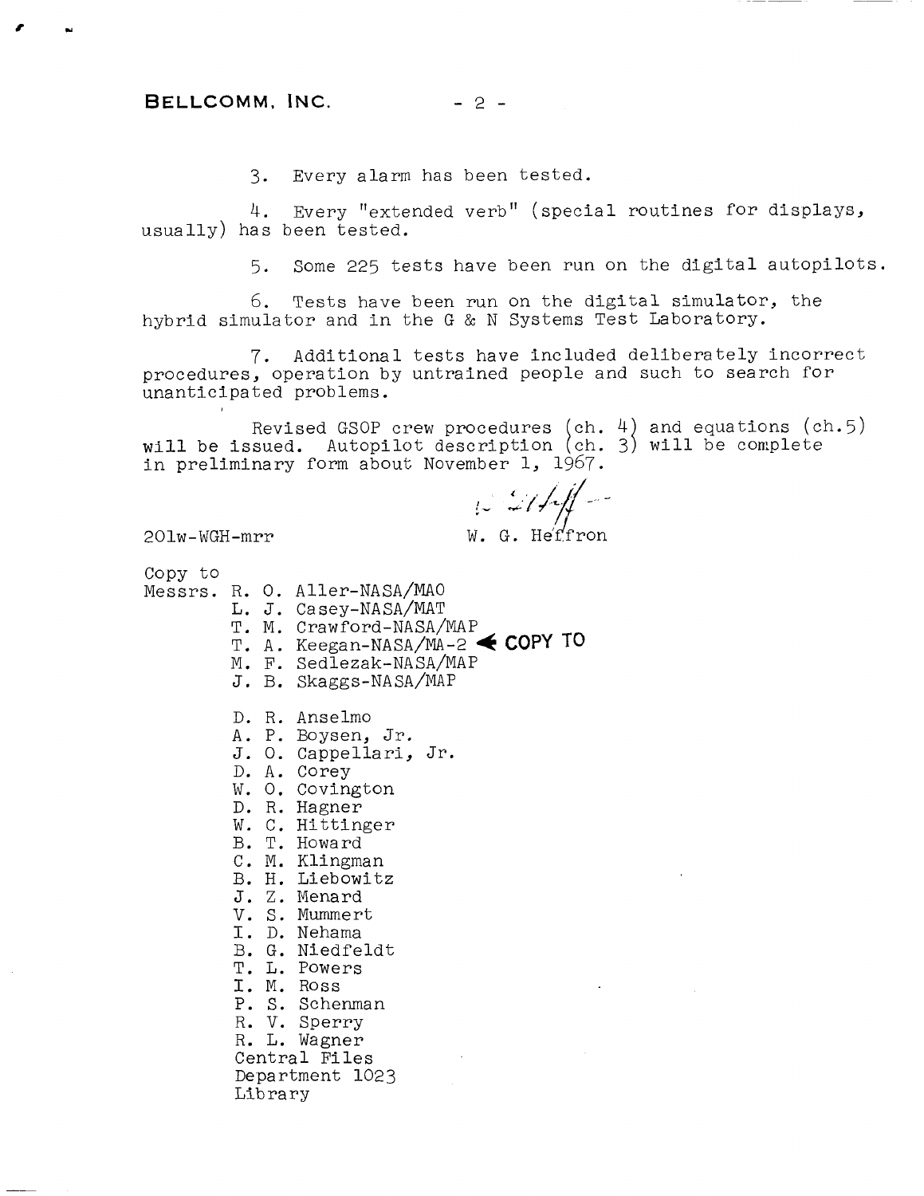3. Every alarm has been tested.

4. Every "extended verb" (special routines for displays, usually) has been tested.

5. Some 225 tests have been run on the digital autopilots.

6. Tests have been run on the digital simulator, the hybrid simulator and in the G & N Systems Test Laboratory.

7. Additional tests have included deliberately incorrect procedures, operation by untrained people and such to search for unanticipated problems.

Revised GSOP crew procedures (ch. 4) and equations (ch.5) will be issued. Autopilot description (ch. 3) will be complete in preliminary form about November 1, 1967.

201w-WGH-mrr

W. G. Heffron

Copy to
Messrs. R. O. Aller-NASA/MAO
L. J. Casey-NASA/MAT
T. M. Crawford-NASA/MAP
T. A. Keegan-NASA/MA-2 ← COPY TO
M. F. Sedlezak-NASA/MAP
J. B. Skaggs-NASA/MAP

D. R. Anselmo
A. P. Boysen, Jr.
J. O. Cappellari, Jr.
D. A. Corey
W. O. Covington
D. R. Hagner
W. C. Hittinger
B. T. Howard
C. M. Klingman
B. H. Liebowitz
J. Z. Menard
V. S. Mummert
I. D. Nehama
B. G. Niedfeldt
T. L. Powers
I. M. Ross
P. S. Schenman
R. V. Sperry
R. L. Wagner
Central Files
Department 1023
Library